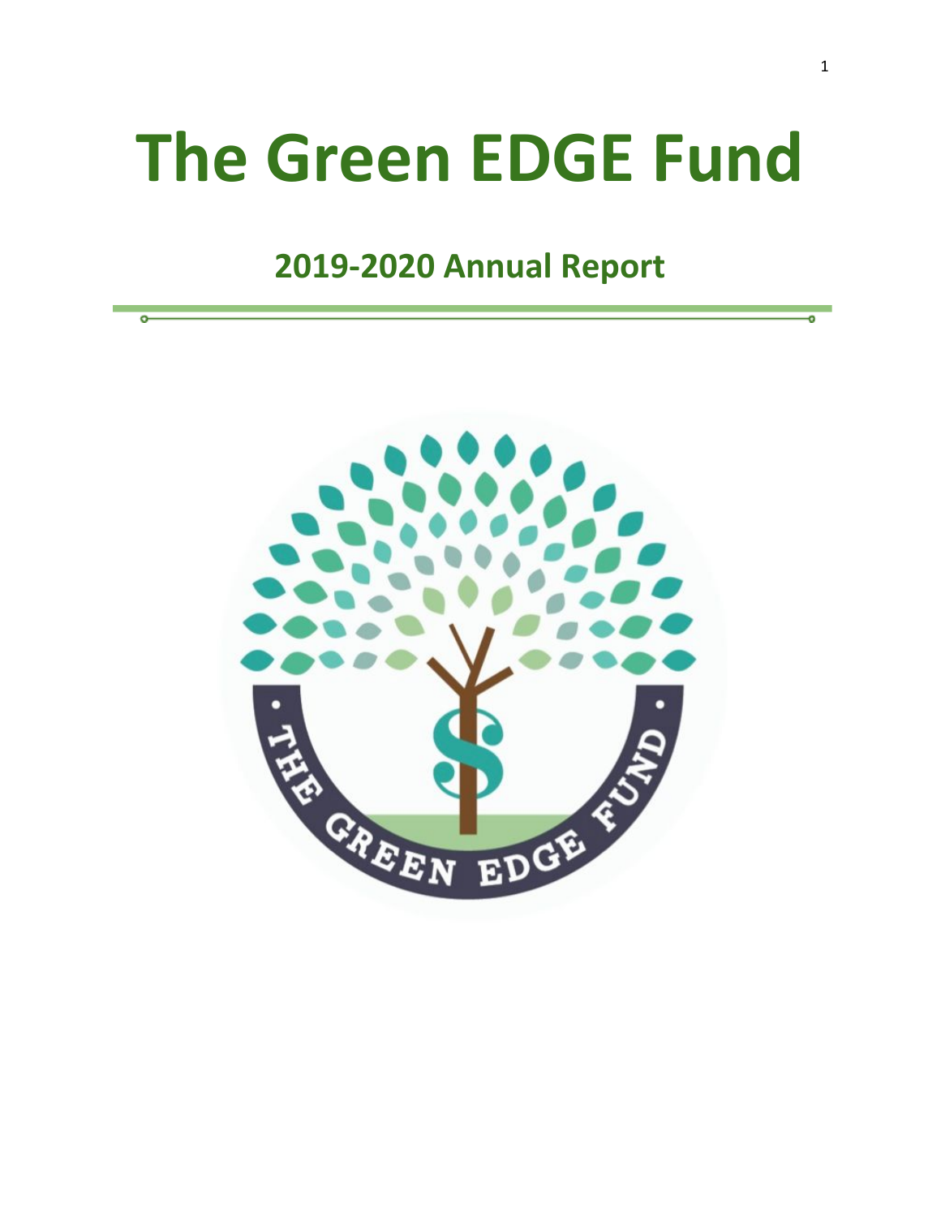# The Green EDGE Fund

## 2019-2020 Annual Report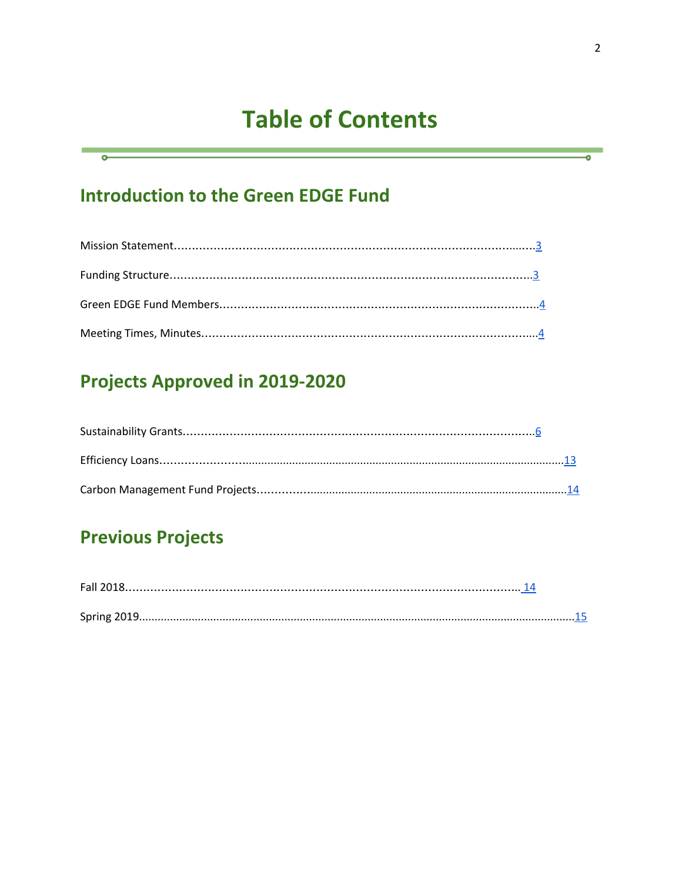# Table of Contents

## Introduction to the Green EDGE Fund

Mission Statement........................................................................................................3

Funding Structure........................................................................................................3

Green EDGE Fund Members........................................................................................4

Meeting Times, Minutes..............................................................................................4

## Projects Approved in 2019-2020

Sustainability Grants...................................................................................................6

Efficiency Loans..........................................................................................................13

Carbon Management Fund Projects..........................................................................14

## Previous Projects

Fall 2018.......................................................................................................................14

Spring 2019..................................................................................................................15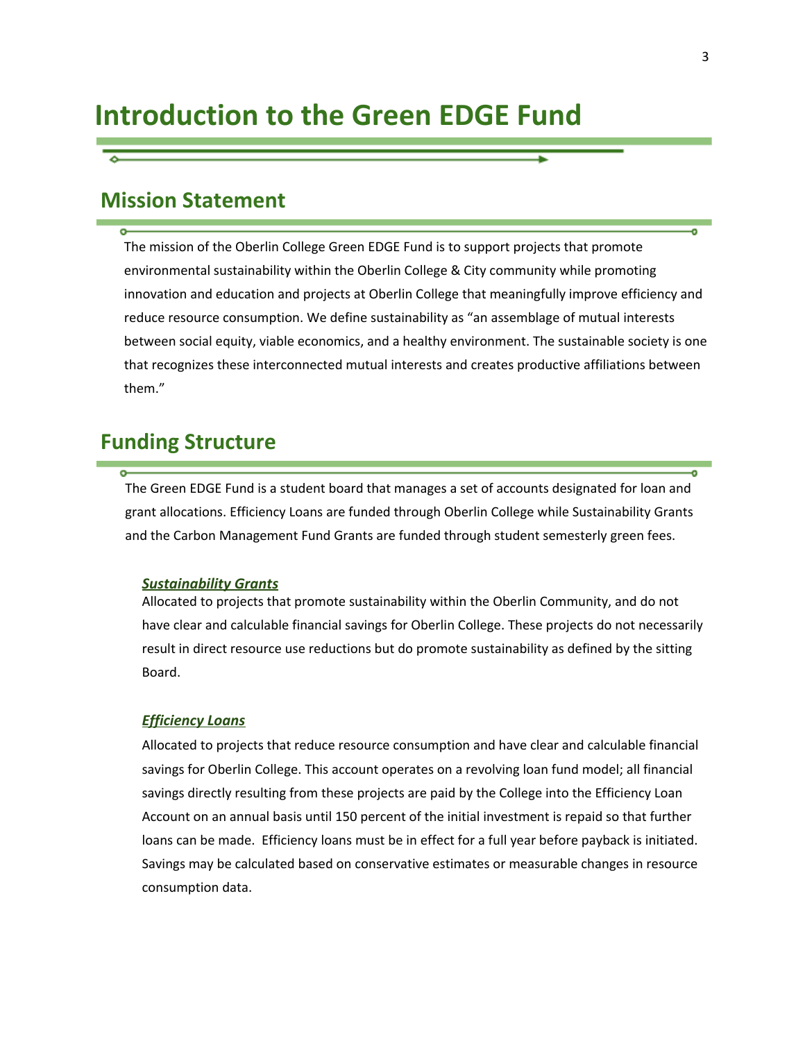# Introduction to the Green EDGE Fund

## Mission Statement

The mission of the Oberlin College Green EDGE Fund is to support projects that promote environmental sustainability within the Oberlin College & City community while promoting innovation and education and projects at Oberlin College that meaningfully improve efficiency and reduce resource consumption. We define sustainability as "an assemblage of mutual interests between social equity, viable economics, and a healthy environment. The sustainable society is one that recognizes these interconnected mutual interests and creates productive affiliations between them."

## Funding Structure

The Green EDGE Fund is a student board that manages a set of accounts designated for loan and grant allocations. Efficiency Loans are funded through Oberlin College while Sustainability Grants and the Carbon Management Fund Grants are funded through student semesterly green fees.

### ***Sustainability Grants***

Allocated to projects that promote sustainability within the Oberlin Community, and do not have clear and calculable financial savings for Oberlin College. These projects do not necessarily result in direct resource use reductions but do promote sustainability as defined by the sitting Board.

### ***Efficiency Loans***

Allocated to projects that reduce resource consumption and have clear and calculable financial savings for Oberlin College. This account operates on a revolving loan fund model; all financial savings directly resulting from these projects are paid by the College into the Efficiency Loan Account on an annual basis until 150 percent of the initial investment is repaid so that further loans can be made. Efficiency loans must be in effect for a full year before payback is initiated. Savings may be calculated based on conservative estimates or measurable changes in resource consumption data.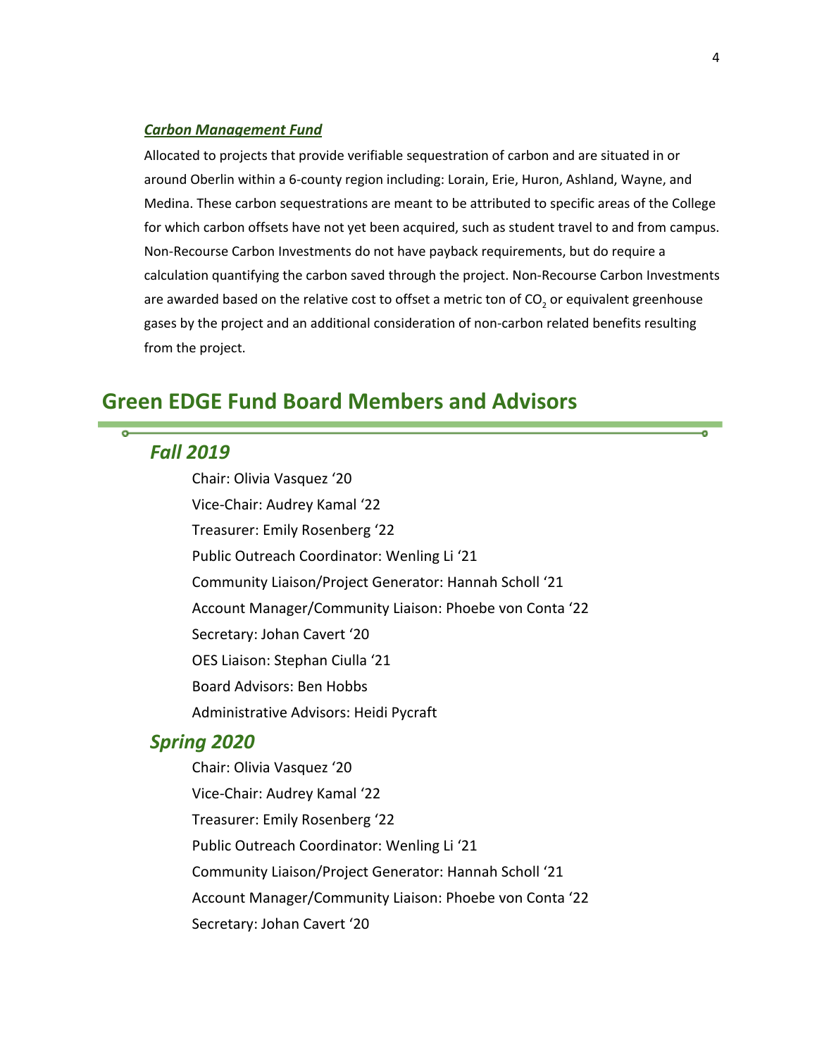***Carbon Management Fund***

Allocated to projects that provide verifiable sequestration of carbon and are situated in or around Oberlin within a 6-county region including: Lorain, Erie, Huron, Ashland, Wayne, and Medina. These carbon sequestrations are meant to be attributed to specific areas of the College for which carbon offsets have not yet been acquired, such as student travel to and from campus. Non-Recourse Carbon Investments do not have payback requirements, but do require a calculation quantifying the carbon saved through the project. Non-Recourse Carbon Investments are awarded based on the relative cost to offset a metric ton of $CO_2$ or equivalent greenhouse gases by the project and an additional consideration of non-carbon related benefits resulting from the project.

## Green EDGE Fund Board Members and Advisors

### *Fall 2019*

Chair: Olivia Vasquez ‘20

Vice-Chair: Audrey Kamal ‘22

Treasurer: Emily Rosenberg ‘22

Public Outreach Coordinator: Wenling Li ‘21

Community Liaison/Project Generator: Hannah Scholl ‘21

Account Manager/Community Liaison: Phoebe von Conta ‘22

Secretary: Johan Cavert ‘20

OES Liaison: Stephan Ciulla ‘21

Board Advisors: Ben Hobbs

Administrative Advisors: Heidi Pycraft

### *Spring 2020*

Chair: Olivia Vasquez ‘20

Vice-Chair: Audrey Kamal ‘22

Treasurer: Emily Rosenberg ‘22

Public Outreach Coordinator: Wenling Li ‘21

Community Liaison/Project Generator: Hannah Scholl ‘21

Account Manager/Community Liaison: Phoebe von Conta ‘22

Secretary: Johan Cavert ‘20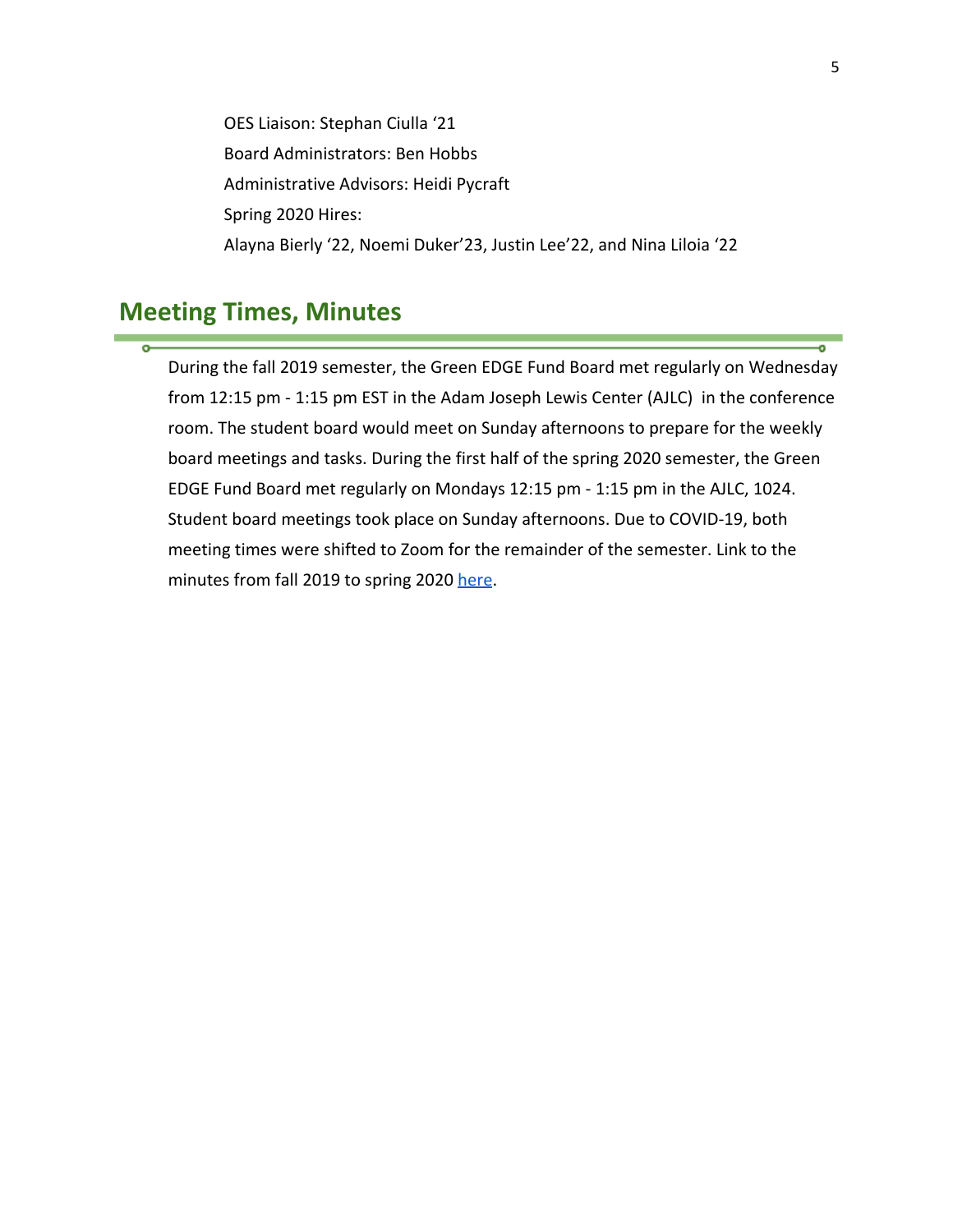OES Liaison: Stephan Ciulla ‘21

Board Administrators: Ben Hobbs

Administrative Advisors: Heidi Pycraft

Spring 2020 Hires:

Alayna Bierly ‘22, Noemi Duker’23, Justin Lee’22, and Nina Liloia ‘22

## Meeting Times, Minutes

During the fall 2019 semester, the Green EDGE Fund Board met regularly on Wednesday from 12:15 pm - 1:15 pm EST in the Adam Joseph Lewis Center (AJLC) in the conference room. The student board would meet on Sunday afternoons to prepare for the weekly board meetings and tasks. During the first half of the spring 2020 semester, the Green EDGE Fund Board met regularly on Mondays 12:15 pm - 1:15 pm in the AJLC, 1024. Student board meetings took place on Sunday afternoons. Due to COVID-19, both meeting times were shifted to Zoom for the remainder of the semester. Link to the minutes from fall 2019 to spring 2020 here.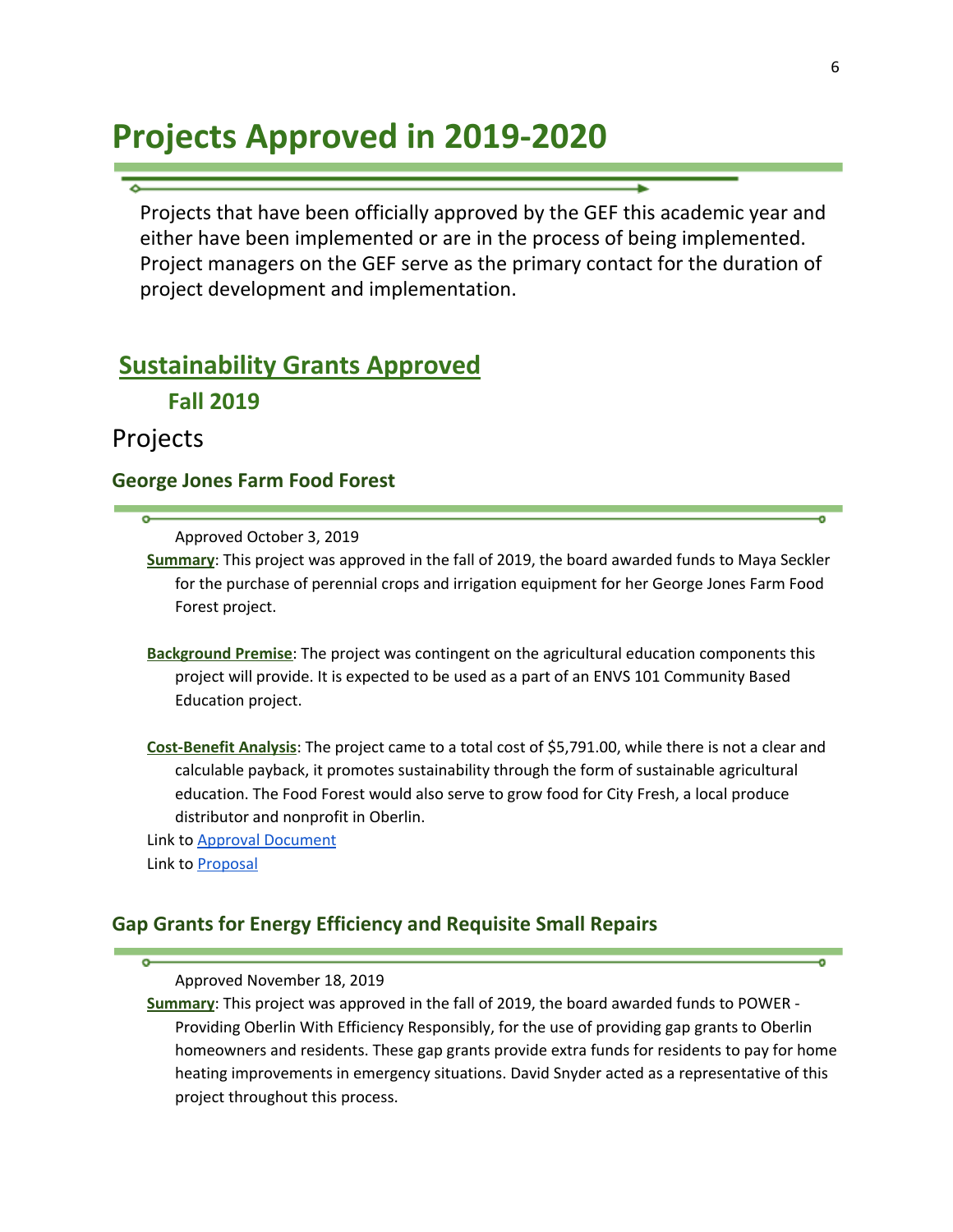# Projects Approved in 2019-2020

Projects that have been officially approved by the GEF this academic year and either have been implemented or are in the process of being implemented. Project managers on the GEF serve as the primary contact for the duration of project development and implementation.

## Sustainability Grants Approved

### Fall 2019

## Projects

### George Jones Farm Food Forest

Approved October 3, 2019

**Summary**: This project was approved in the fall of 2019, the board awarded funds to Maya Seckler for the purchase of perennial crops and irrigation equipment for her George Jones Farm Food Forest project.

**Background Premise**: The project was contingent on the agricultural education components this project will provide. It is expected to be used as a part of an ENVS 101 Community Based Education project.

**Cost-Benefit Analysis**: The project came to a total cost of $5,791.00, while there is not a clear and calculable payback, it promotes sustainability through the form of sustainable agricultural education. The Food Forest would also serve to grow food for City Fresh, a local produce distributor and nonprofit in Oberlin.

Link to Approval Document

Link to Proposal

### Gap Grants for Energy Efficiency and Requisite Small Repairs

Approved November 18, 2019

**Summary**: This project was approved in the fall of 2019, the board awarded funds to POWER - Providing Oberlin With Efficiency Responsibly, for the use of providing gap grants to Oberlin homeowners and residents. These gap grants provide extra funds for residents to pay for home heating improvements in emergency situations. David Snyder acted as a representative of this project throughout this process.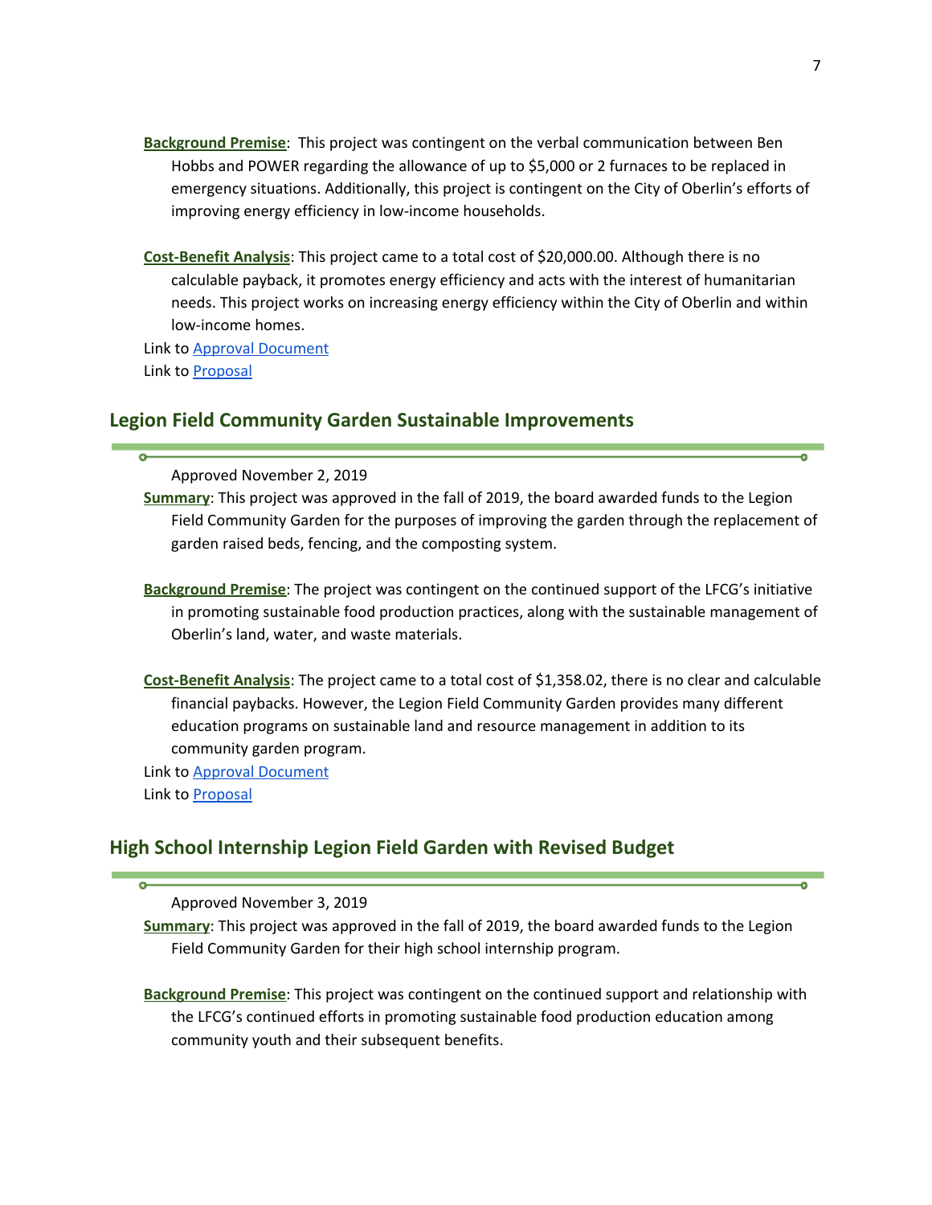**Background Premise**: This project was contingent on the verbal communication between Ben Hobbs and POWER regarding the allowance of up to $5,000 or 2 furnaces to be replaced in emergency situations. Additionally, this project is contingent on the City of Oberlin's efforts of improving energy efficiency in low-income households.

**Cost-Benefit Analysis**: This project came to a total cost of $20,000.00. Although there is no calculable payback, it promotes energy efficiency and acts with the interest of humanitarian needs. This project works on increasing energy efficiency within the City of Oberlin and within low-income homes.

Link to Approval Document

Link to Proposal

## Legion Field Community Garden Sustainable Improvements

Approved November 2, 2019

**Summary**: This project was approved in the fall of 2019, the board awarded funds to the Legion Field Community Garden for the purposes of improving the garden through the replacement of garden raised beds, fencing, and the composting system.

**Background Premise**: The project was contingent on the continued support of the LFCG's initiative in promoting sustainable food production practices, along with the sustainable management of Oberlin's land, water, and waste materials.

**Cost-Benefit Analysis**: The project came to a total cost of $1,358.02, there is no clear and calculable financial paybacks. However, the Legion Field Community Garden provides many different education programs on sustainable land and resource management in addition to its community garden program.

Link to Approval Document

Link to Proposal

## High School Internship Legion Field Garden with Revised Budget

Approved November 3, 2019

**Summary**: This project was approved in the fall of 2019, the board awarded funds to the Legion Field Community Garden for their high school internship program.

**Background Premise**: This project was contingent on the continued support and relationship with the LFCG's continued efforts in promoting sustainable food production education among community youth and their subsequent benefits.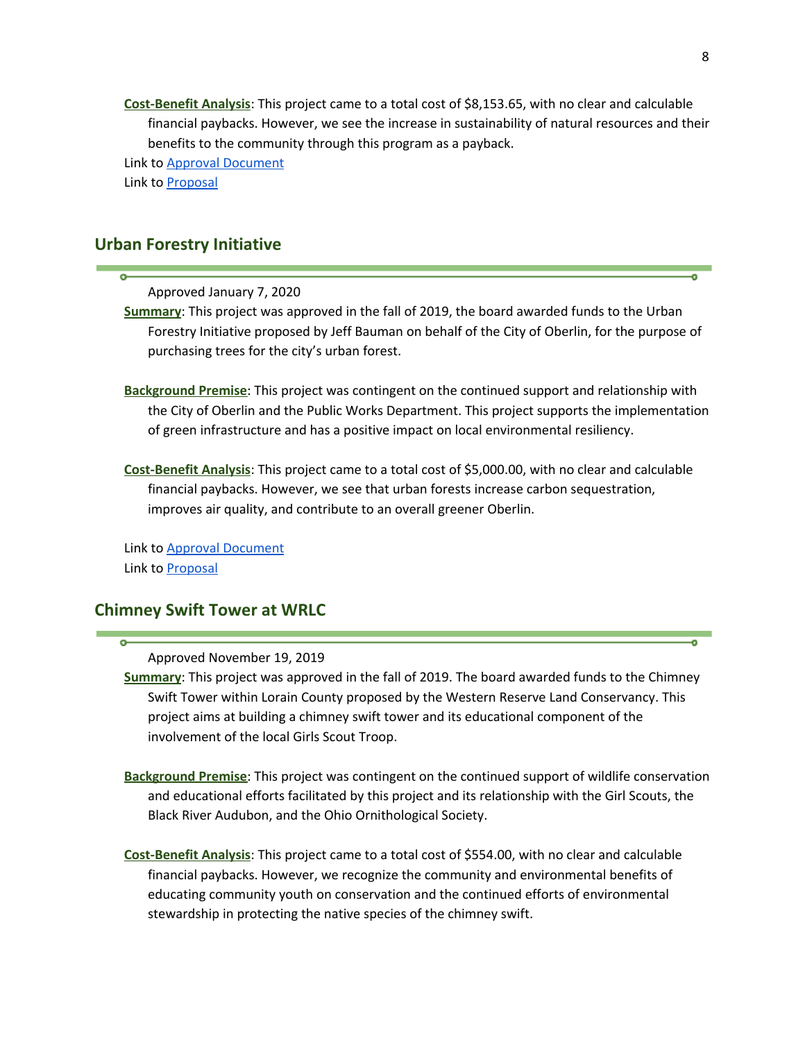**Cost-Benefit Analysis**: This project came to a total cost of $8,153.65, with no clear and calculable financial paybacks. However, we see the increase in sustainability of natural resources and their benefits to the community through this program as a payback.

Link to [Approval Document]()

Link to [Proposal]()

## Urban Forestry Initiative

Approved January 7, 2020

**Summary**: This project was approved in the fall of 2019, the board awarded funds to the Urban Forestry Initiative proposed by Jeff Bauman on behalf of the City of Oberlin, for the purpose of purchasing trees for the city's urban forest.

**Background Premise**: This project was contingent on the continued support and relationship with the City of Oberlin and the Public Works Department. This project supports the implementation of green infrastructure and has a positive impact on local environmental resiliency.

**Cost-Benefit Analysis**: This project came to a total cost of $5,000.00, with no clear and calculable financial paybacks. However, we see that urban forests increase carbon sequestration, improves air quality, and contribute to an overall greener Oberlin.

Link to [Approval Document]()

Link to [Proposal]()

## Chimney Swift Tower at WRLC

Approved November 19, 2019

**Summary**: This project was approved in the fall of 2019. The board awarded funds to the Chimney Swift Tower within Lorain County proposed by the Western Reserve Land Conservancy. This project aims at building a chimney swift tower and its educational component of the involvement of the local Girls Scout Troop.

**Background Premise**: This project was contingent on the continued support of wildlife conservation and educational efforts facilitated by this project and its relationship with the Girl Scouts, the Black River Audubon, and the Ohio Ornithological Society.

**Cost-Benefit Analysis**: This project came to a total cost of $554.00, with no clear and calculable financial paybacks. However, we recognize the community and environmental benefits of educating community youth on conservation and the continued efforts of environmental stewardship in protecting the native species of the chimney swift.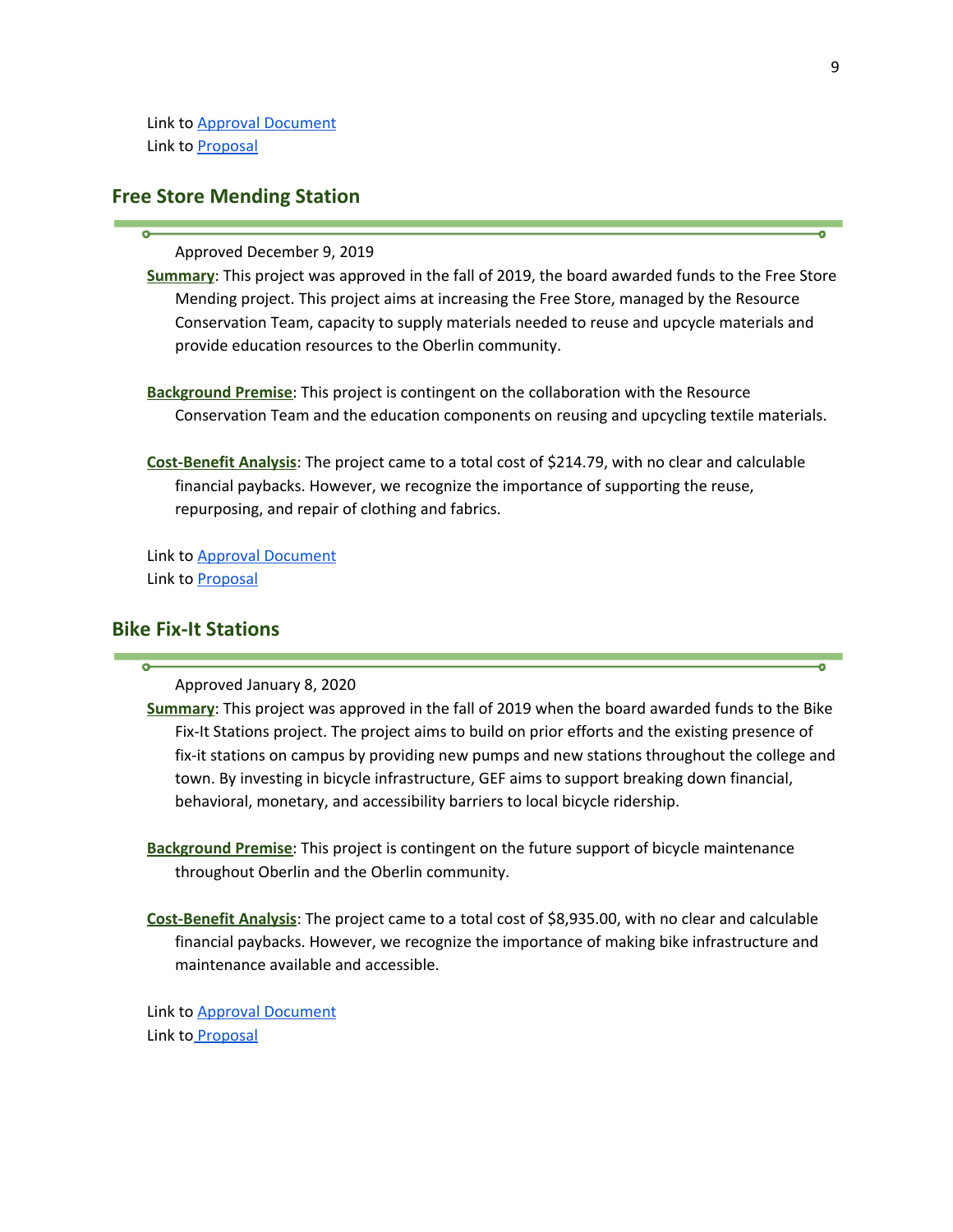Link to Approval Document
Link to Proposal

## Free Store Mending Station

Approved December 9, 2019

**Summary**: This project was approved in the fall of 2019, the board awarded funds to the Free Store Mending project. This project aims at increasing the Free Store, managed by the Resource Conservation Team, capacity to supply materials needed to reuse and upcycle materials and provide education resources to the Oberlin community.

**Background Premise**: This project is contingent on the collaboration with the Resource Conservation Team and the education components on reusing and upcycling textile materials.

**Cost-Benefit Analysis**: The project came to a total cost of $214.79, with no clear and calculable financial paybacks. However, we recognize the importance of supporting the reuse, repurposing, and repair of clothing and fabrics.

Link to Approval Document
Link to Proposal

## Bike Fix-It Stations

Approved January 8, 2020

**Summary**: This project was approved in the fall of 2019 when the board awarded funds to the Bike Fix-It Stations project. The project aims to build on prior efforts and the existing presence of fix-it stations on campus by providing new pumps and new stations throughout the college and town. By investing in bicycle infrastructure, GEF aims to support breaking down financial, behavioral, monetary, and accessibility barriers to local bicycle ridership.

**Background Premise**: This project is contingent on the future support of bicycle maintenance throughout Oberlin and the Oberlin community.

**Cost-Benefit Analysis**: The project came to a total cost of $8,935.00, with no clear and calculable financial paybacks. However, we recognize the importance of making bike infrastructure and maintenance available and accessible.

Link to Approval Document
Link to Proposal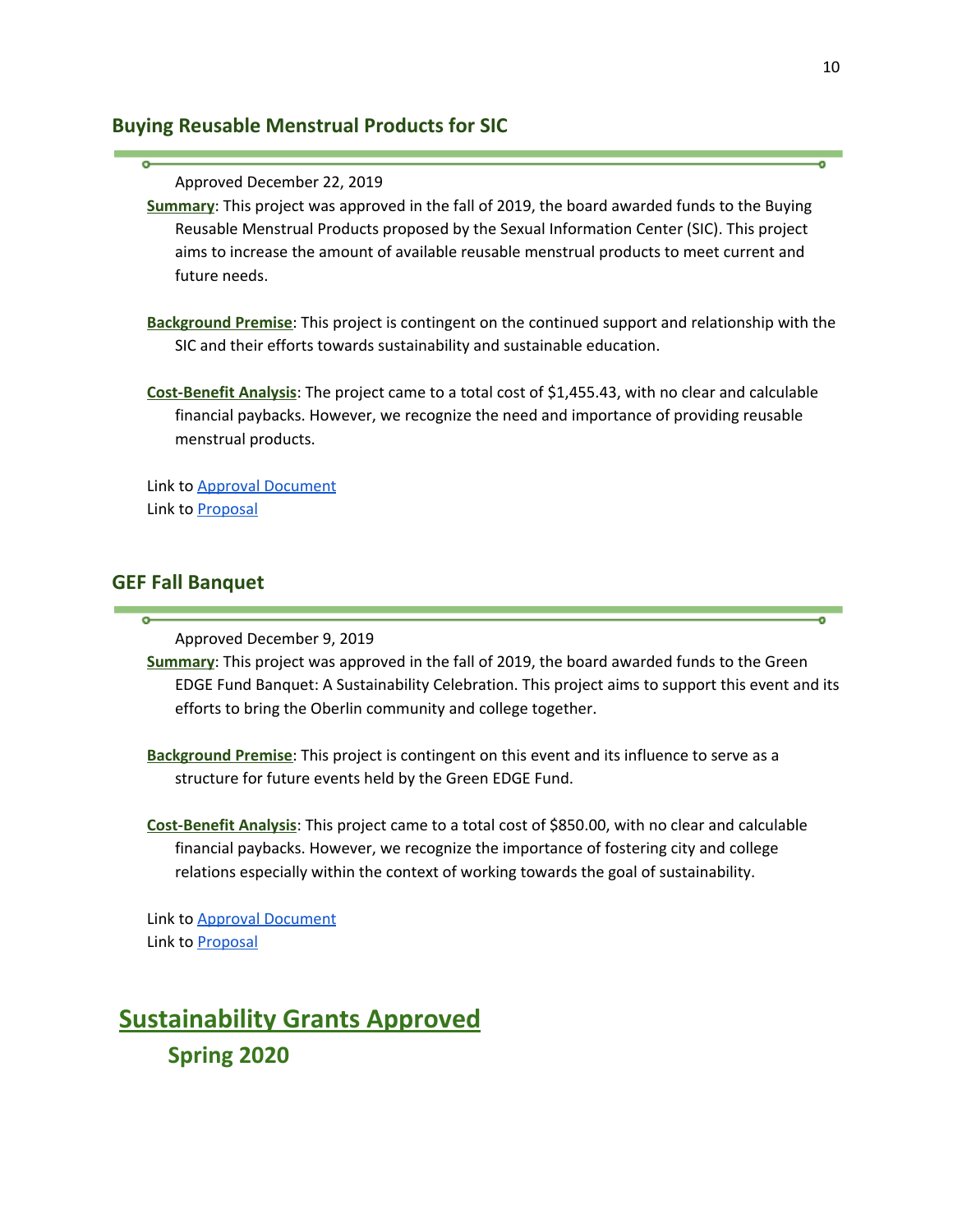### Buying Reusable Menstrual Products for SIC

Approved December 22, 2019

**Summary**: This project was approved in the fall of 2019, the board awarded funds to the Buying Reusable Menstrual Products proposed by the Sexual Information Center (SIC). This project aims to increase the amount of available reusable menstrual products to meet current and future needs.

**Background Premise**: This project is contingent on the continued support and relationship with the SIC and their efforts towards sustainability and sustainable education.

**Cost-Benefit Analysis**: The project came to a total cost of $1,455.43, with no clear and calculable financial paybacks. However, we recognize the need and importance of providing reusable menstrual products.

Link to Approval Document
Link to Proposal

### GEF Fall Banquet

Approved December 9, 2019

**Summary**: This project was approved in the fall of 2019, the board awarded funds to the Green EDGE Fund Banquet: A Sustainability Celebration. This project aims to support this event and its efforts to bring the Oberlin community and college together.

**Background Premise**: This project is contingent on this event and its influence to serve as a structure for future events held by the Green EDGE Fund.

**Cost-Benefit Analysis**: This project came to a total cost of $850.00, with no clear and calculable financial paybacks. However, we recognize the importance of fostering city and college relations especially within the context of working towards the goal of sustainability.

Link to Approval Document
Link to Proposal

# Sustainability Grants Approved

## Spring 2020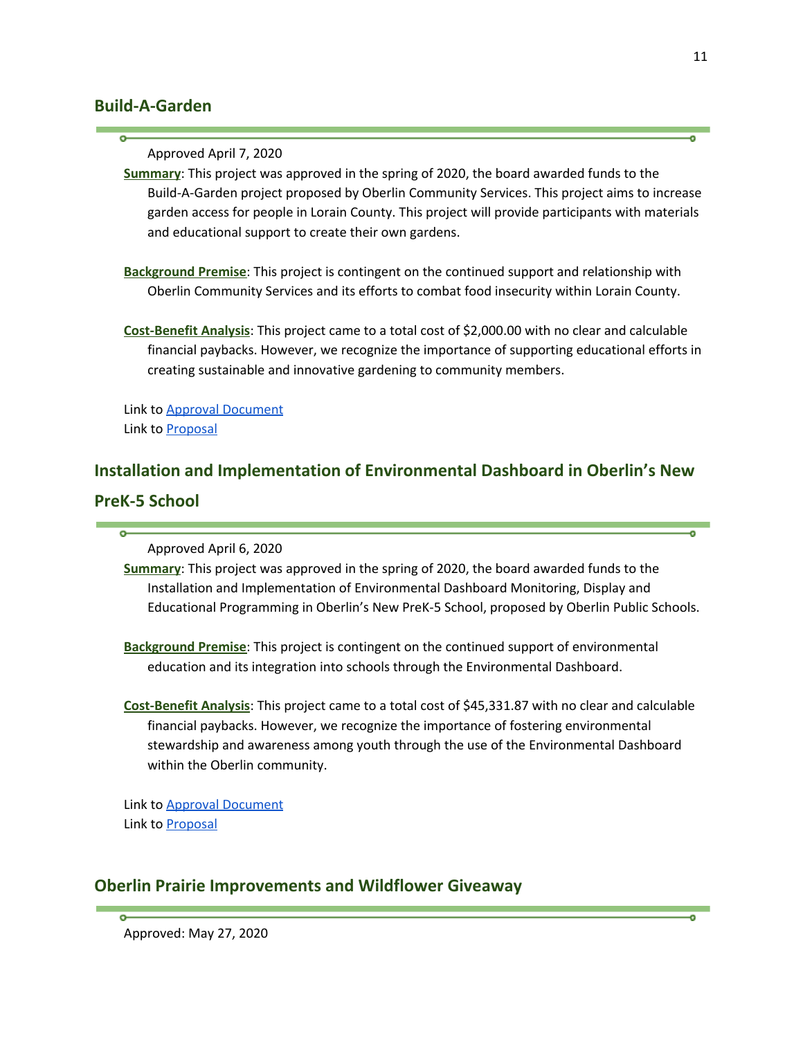## Build-A-Garden

Approved April 7, 2020

**Summary**: This project was approved in the spring of 2020, the board awarded funds to the Build-A-Garden project proposed by Oberlin Community Services. This project aims to increase garden access for people in Lorain County. This project will provide participants with materials and educational support to create their own gardens.

**Background Premise**: This project is contingent on the continued support and relationship with Oberlin Community Services and its efforts to combat food insecurity within Lorain County.

**Cost-Benefit Analysis**: This project came to a total cost of $2,000.00 with no clear and calculable financial paybacks. However, we recognize the importance of supporting educational efforts in creating sustainable and innovative gardening to community members.

Link to Approval Document
Link to Proposal

## Installation and Implementation of Environmental Dashboard in Oberlin's New PreK-5 School

Approved April 6, 2020

**Summary**: This project was approved in the spring of 2020, the board awarded funds to the Installation and Implementation of Environmental Dashboard Monitoring, Display and Educational Programming in Oberlin's New PreK-5 School, proposed by Oberlin Public Schools.

**Background Premise**: This project is contingent on the continued support of environmental education and its integration into schools through the Environmental Dashboard.

**Cost-Benefit Analysis**: This project came to a total cost of $45,331.87 with no clear and calculable financial paybacks. However, we recognize the importance of fostering environmental stewardship and awareness among youth through the use of the Environmental Dashboard within the Oberlin community.

Link to Approval Document
Link to Proposal

## Oberlin Prairie Improvements and Wildflower Giveaway

Approved: May 27, 2020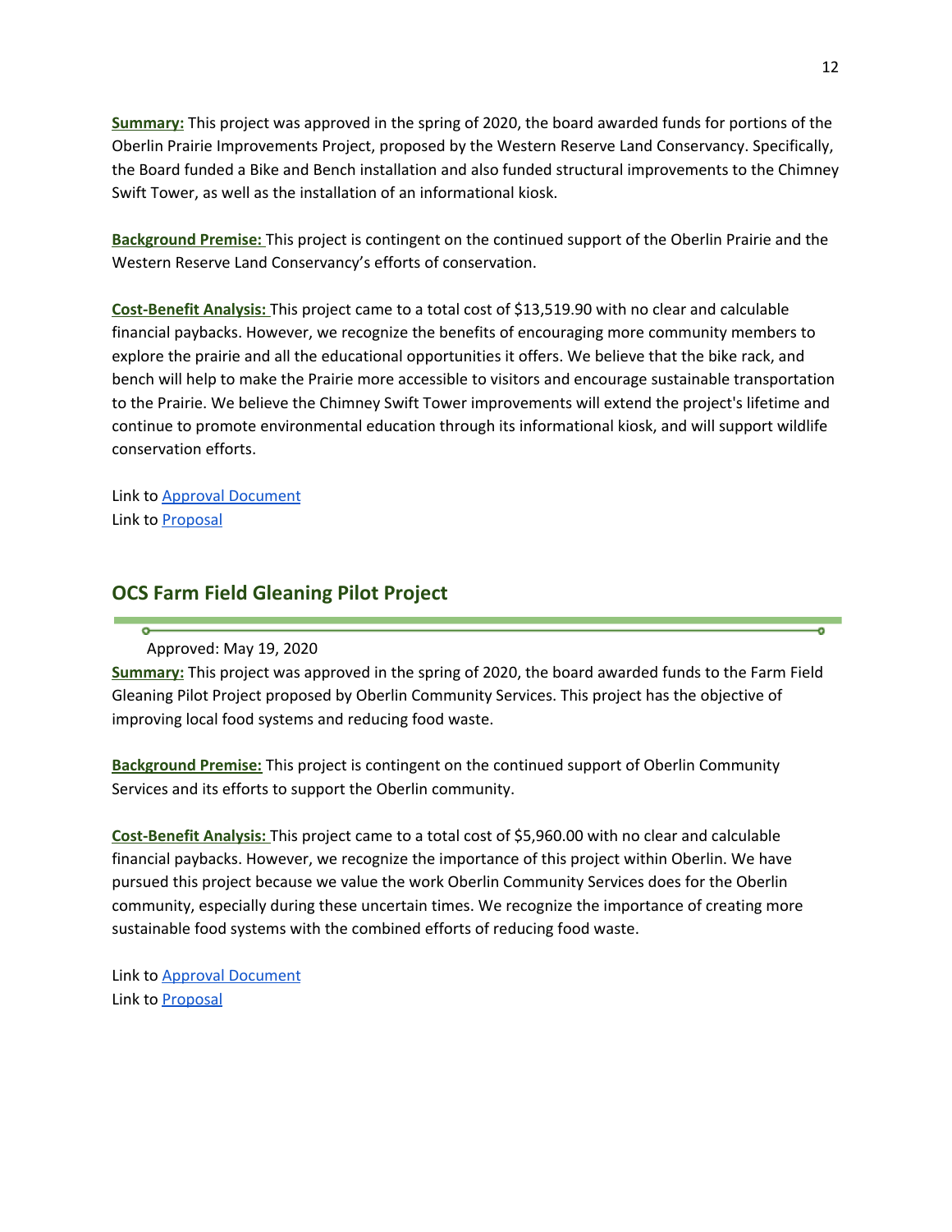**Summary:** This project was approved in the spring of 2020, the board awarded funds for portions of the Oberlin Prairie Improvements Project, proposed by the Western Reserve Land Conservancy. Specifically, the Board funded a Bike and Bench installation and also funded structural improvements to the Chimney Swift Tower, as well as the installation of an informational kiosk.

**Background Premise:** This project is contingent on the continued support of the Oberlin Prairie and the Western Reserve Land Conservancy's efforts of conservation.

**Cost-Benefit Analysis:** This project came to a total cost of $13,519.90 with no clear and calculable financial paybacks. However, we recognize the benefits of encouraging more community members to explore the prairie and all the educational opportunities it offers. We believe that the bike rack, and bench will help to make the Prairie more accessible to visitors and encourage sustainable transportation to the Prairie. We believe the Chimney Swift Tower improvements will extend the project's lifetime and continue to promote environmental education through its informational kiosk, and will support wildlife conservation efforts.

Link to Approval Document
Link to Proposal

## OCS Farm Field Gleaning Pilot Project

Approved: May 19, 2020

**Summary:** This project was approved in the spring of 2020, the board awarded funds to the Farm Field Gleaning Pilot Project proposed by Oberlin Community Services. This project has the objective of improving local food systems and reducing food waste.

**Background Premise:** This project is contingent on the continued support of Oberlin Community Services and its efforts to support the Oberlin community.

**Cost-Benefit Analysis:** This project came to a total cost of $5,960.00 with no clear and calculable financial paybacks. However, we recognize the importance of this project within Oberlin. We have pursued this project because we value the work Oberlin Community Services does for the Oberlin community, especially during these uncertain times. We recognize the importance of creating more sustainable food systems with the combined efforts of reducing food waste.

Link to Approval Document
Link to Proposal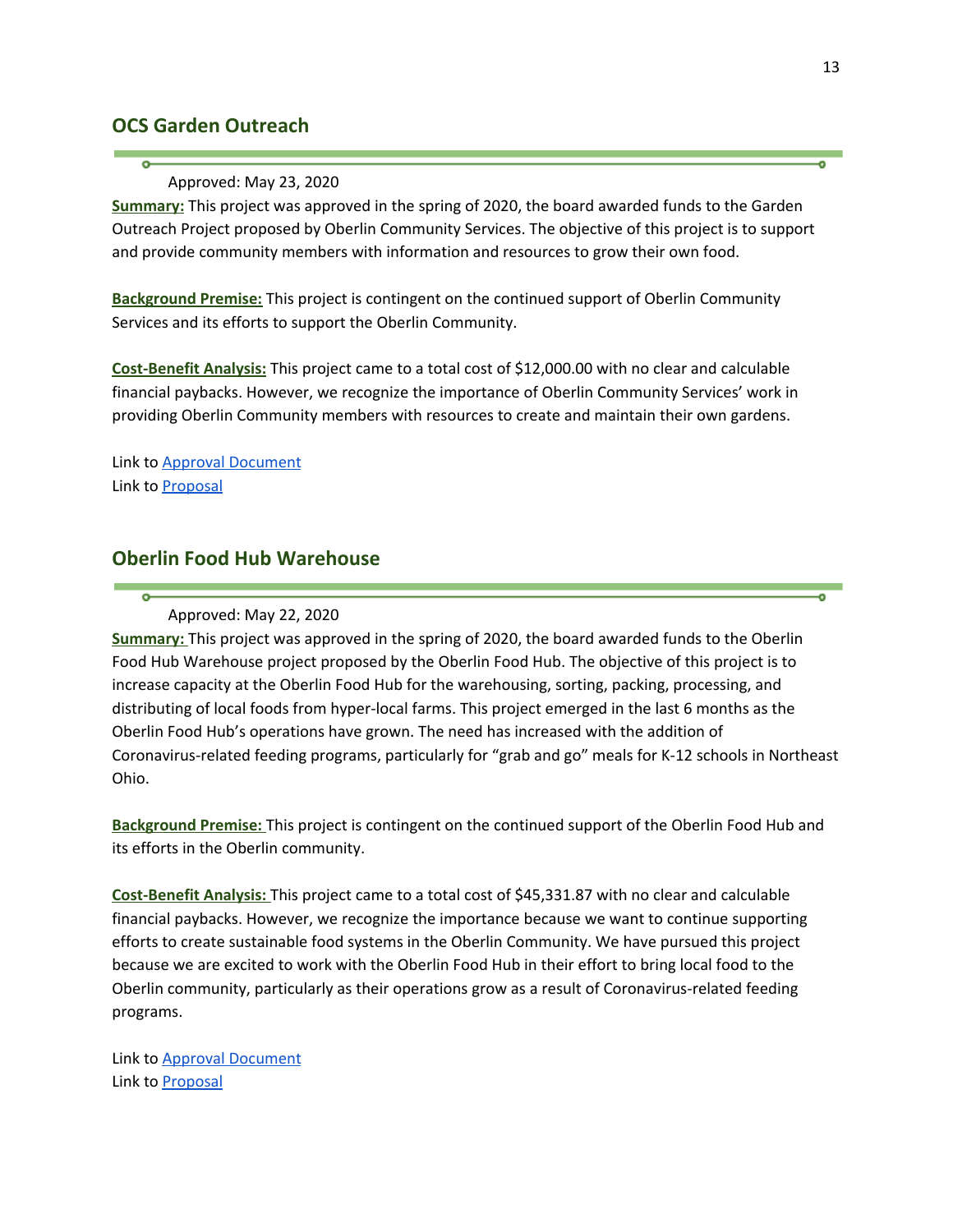## OCS Garden Outreach

Approved: May 23, 2020

**Summary:** This project was approved in the spring of 2020, the board awarded funds to the Garden Outreach Project proposed by Oberlin Community Services. The objective of this project is to support and provide community members with information and resources to grow their own food.

**Background Premise:** This project is contingent on the continued support of Oberlin Community Services and its efforts to support the Oberlin Community.

**Cost-Benefit Analysis:** This project came to a total cost of $12,000.00 with no clear and calculable financial paybacks. However, we recognize the importance of Oberlin Community Services' work in providing Oberlin Community members with resources to create and maintain their own gardens.

Link to Approval Document
Link to Proposal

## Oberlin Food Hub Warehouse

Approved: May 22, 2020

**Summary:** This project was approved in the spring of 2020, the board awarded funds to the Oberlin Food Hub Warehouse project proposed by the Oberlin Food Hub. The objective of this project is to increase capacity at the Oberlin Food Hub for the warehousing, sorting, packing, processing, and distributing of local foods from hyper-local farms. This project emerged in the last 6 months as the Oberlin Food Hub's operations have grown. The need has increased with the addition of Coronavirus-related feeding programs, particularly for "grab and go" meals for K-12 schools in Northeast Ohio.

**Background Premise:** This project is contingent on the continued support of the Oberlin Food Hub and its efforts in the Oberlin community.

**Cost-Benefit Analysis:** This project came to a total cost of $45,331.87 with no clear and calculable financial paybacks. However, we recognize the importance because we want to continue supporting efforts to create sustainable food systems in the Oberlin Community. We have pursued this project because we are excited to work with the Oberlin Food Hub in their effort to bring local food to the Oberlin community, particularly as their operations grow as a result of Coronavirus-related feeding programs.

Link to Approval Document
Link to Proposal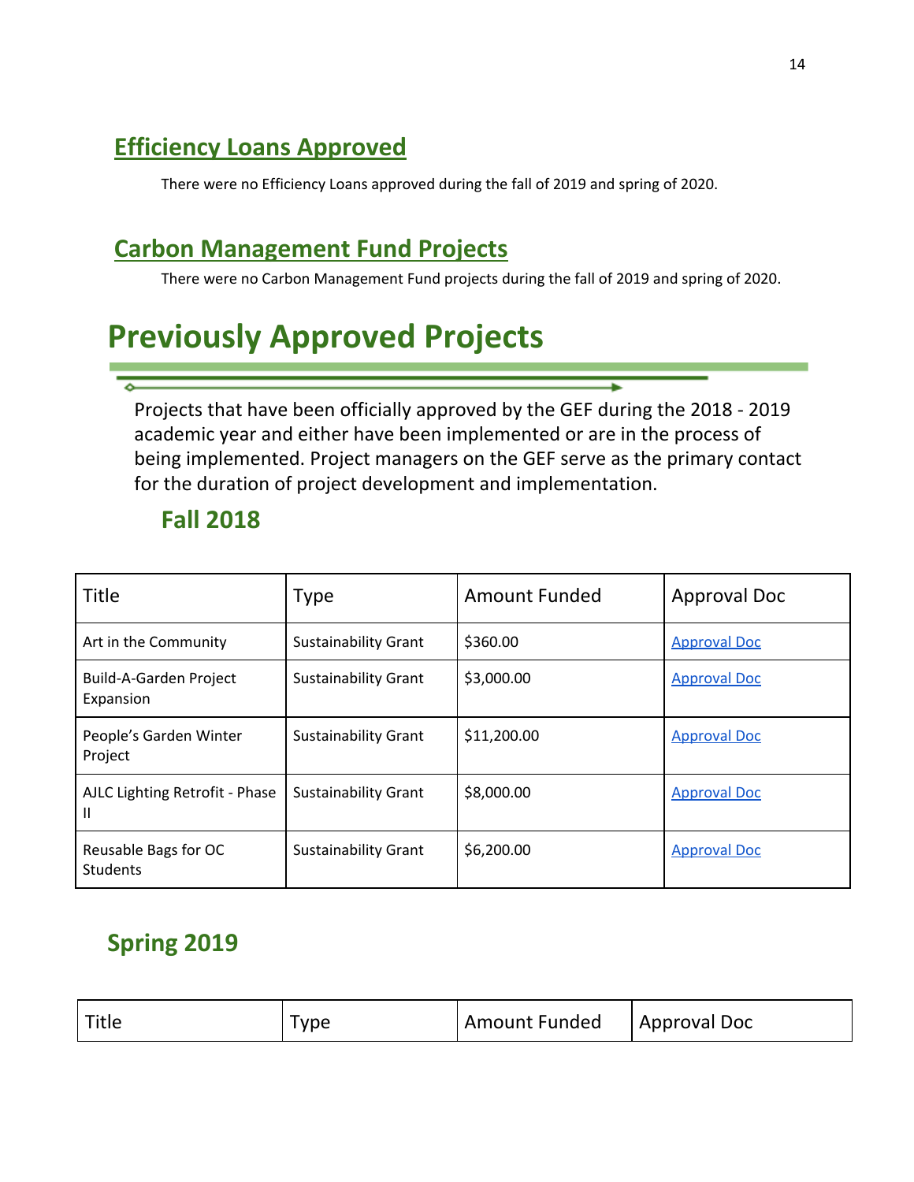## Efficiency Loans Approved

There were no Efficiency Loans approved during the fall of 2019 and spring of 2020.

## Carbon Management Fund Projects

There were no Carbon Management Fund projects during the fall of 2019 and spring of 2020.

# Previously Approved Projects

Projects that have been officially approved by the GEF during the 2018 - 2019 academic year and either have been implemented or are in the process of being implemented. Project managers on the GEF serve as the primary contact for the duration of project development and implementation.

### Fall 2018

| Title | Type | Amount Funded | Approval Doc |
|---|---|---|---|
| Art in the Community | Sustainability Grant | $360.00 | Approval Doc |
| Build-A-Garden Project Expansion | Sustainability Grant | $3,000.00 | Approval Doc |
| People's Garden Winter Project | Sustainability Grant | $11,200.00 | Approval Doc |
| AJLC Lighting Retrofit - Phase II | Sustainability Grant | $8,000.00 | Approval Doc |
| Reusable Bags for OC Students | Sustainability Grant | $6,200.00 | Approval Doc |

### Spring 2019

| Title | Type | Amount Funded | Approval Doc |
|---|---|---|---|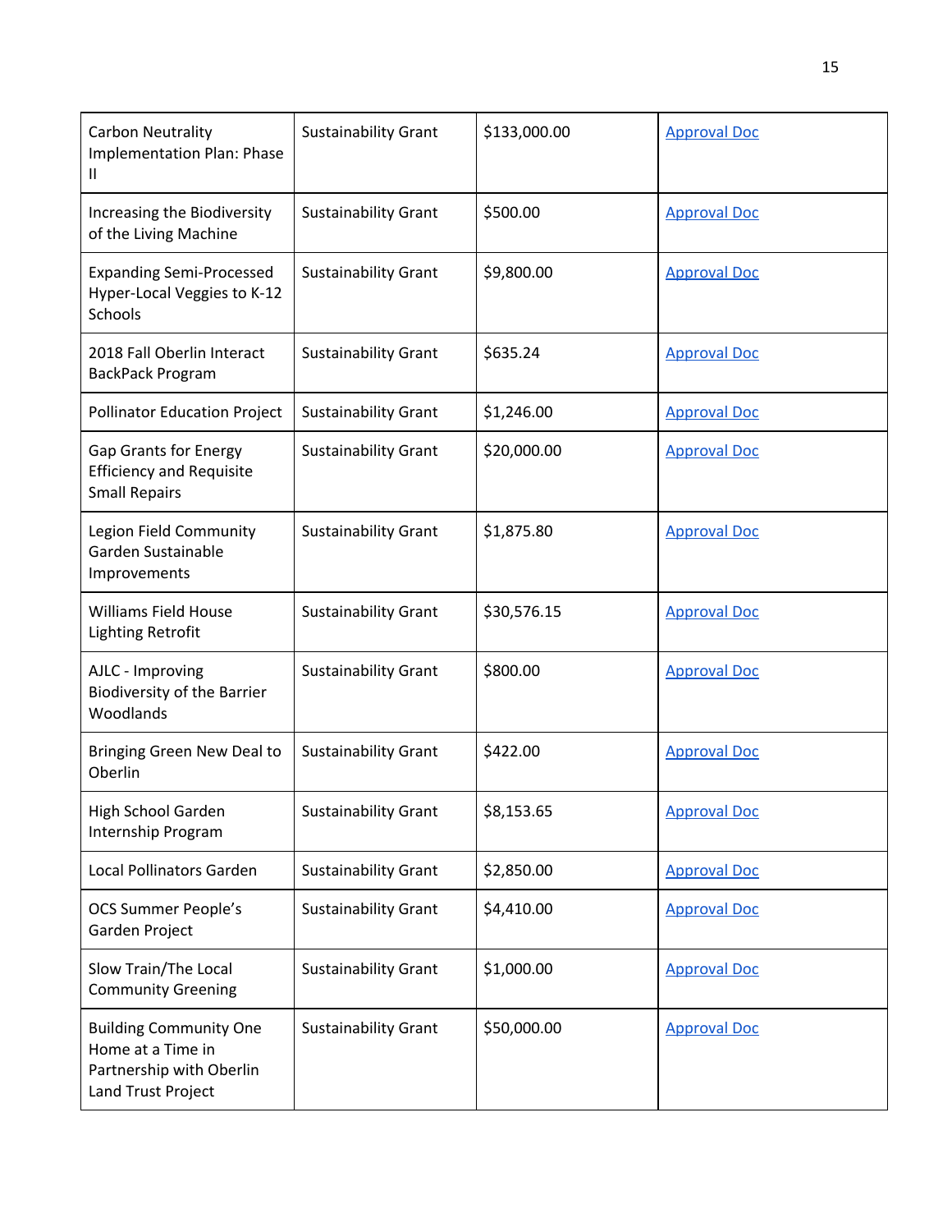| | | | |
|---|---|---|---|
| Carbon Neutrality Implementation Plan: Phase II | Sustainability Grant | $133,000.00 | Approval Doc |
| Increasing the Biodiversity of the Living Machine | Sustainability Grant | $500.00 | Approval Doc |
| Expanding Semi-Processed Hyper-Local Veggies to K-12 Schools | Sustainability Grant | $9,800.00 | Approval Doc |
| 2018 Fall Oberlin Interact BackPack Program | Sustainability Grant | $635.24 | Approval Doc |
| Pollinator Education Project | Sustainability Grant | $1,246.00 | Approval Doc |
| Gap Grants for Energy Efficiency and Requisite Small Repairs | Sustainability Grant | $20,000.00 | Approval Doc |
| Legion Field Community Garden Sustainable Improvements | Sustainability Grant | $1,875.80 | Approval Doc |
| Williams Field House Lighting Retrofit | Sustainability Grant | $30,576.15 | Approval Doc |
| AJLC - Improving Biodiversity of the Barrier Woodlands | Sustainability Grant | $800.00 | Approval Doc |
| Bringing Green New Deal to Oberlin | Sustainability Grant | $422.00 | Approval Doc |
| High School Garden Internship Program | Sustainability Grant | $8,153.65 | Approval Doc |
| Local Pollinators Garden | Sustainability Grant | $2,850.00 | Approval Doc |
| OCS Summer People's Garden Project | Sustainability Grant | $4,410.00 | Approval Doc |
| Slow Train/The Local Community Greening | Sustainability Grant | $1,000.00 | Approval Doc |
| Building Community One Home at a Time in Partnership with Oberlin Land Trust Project | Sustainability Grant | $50,000.00 | Approval Doc |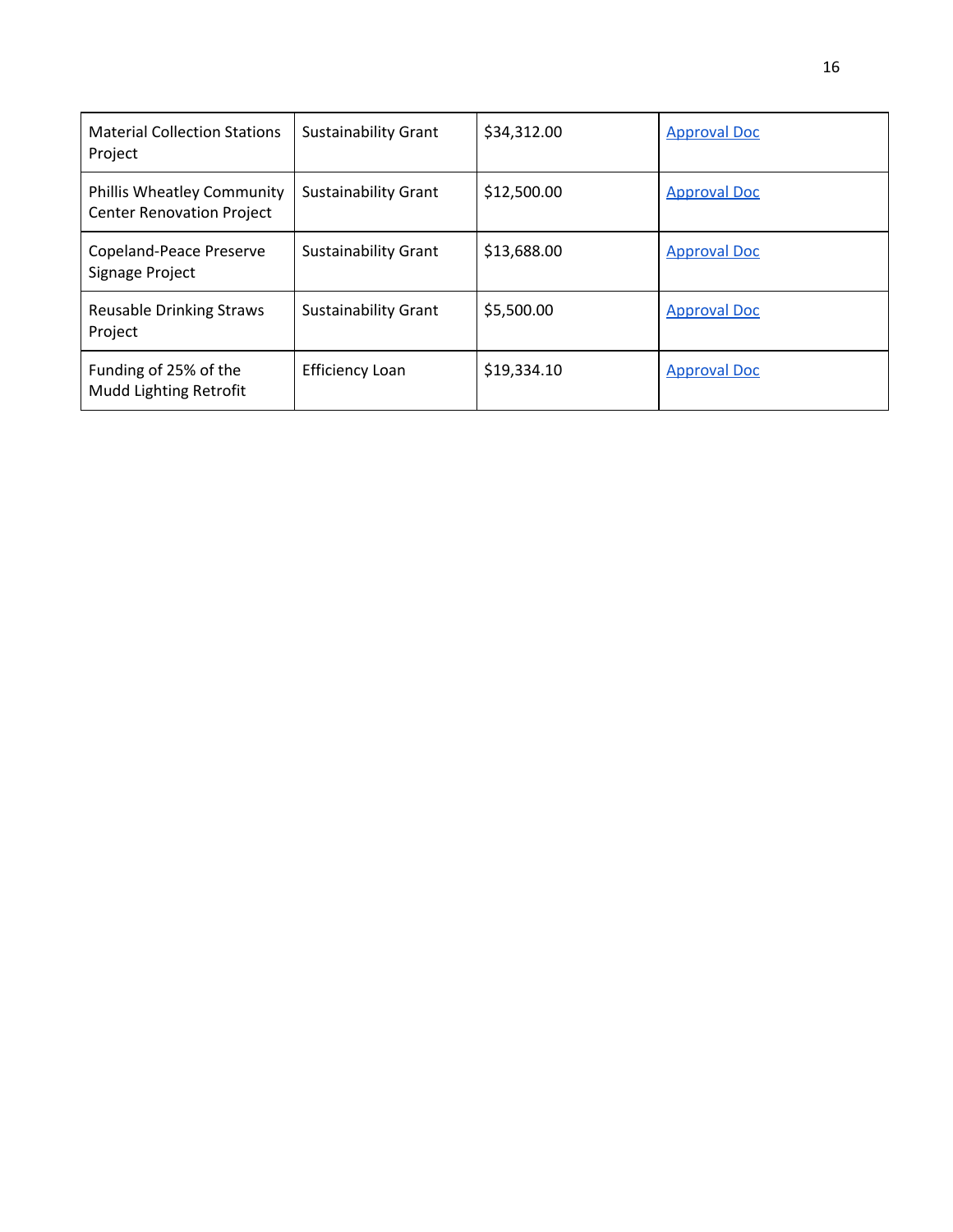| | | | |
|---|---|---|---|
| Material Collection Stations Project | Sustainability Grant | $34,312.00 | Approval Doc |
| Phillis Wheatley Community Center Renovation Project | Sustainability Grant | $12,500.00 | Approval Doc |
| Copeland-Peace Preserve Signage Project | Sustainability Grant | $13,688.00 | Approval Doc |
| Reusable Drinking Straws Project | Sustainability Grant | $5,500.00 | Approval Doc |
| Funding of 25% of the Mudd Lighting Retrofit | Efficiency Loan | $19,334.10 | Approval Doc |